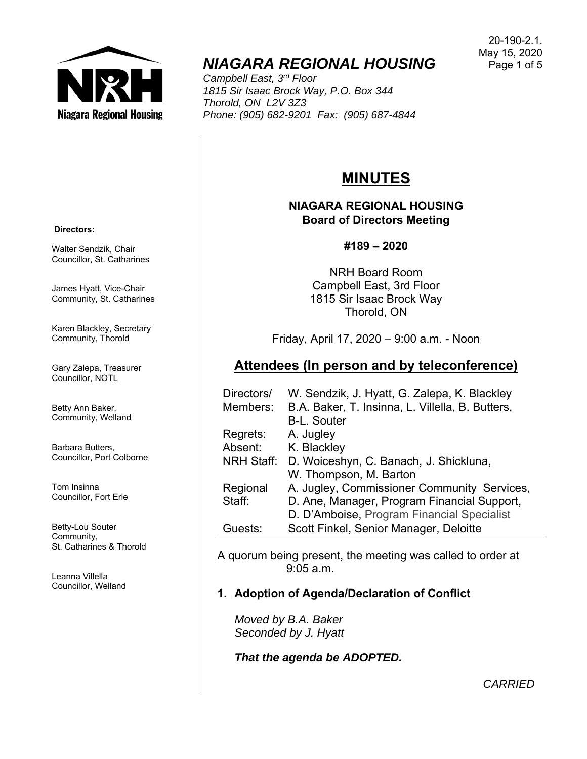20-190-2.1.
May 15, 2020

# *NIAGARA REGIONAL HOUSING*

*Campbell East, 3rd Floor*
*1815 Sir Isaac Brock Way, P.O. Box 344*
*Thorold, ON L2V 3Z3*
*Phone: (905) 682-9201 Fax: (905) 687-4844*

**Directors:**

Walter Sendzik, Chair
Councillor, St. Catharines

James Hyatt, Vice-Chair
Community, St. Catharines

Karen Blackley, Secretary
Community, Thorold

Gary Zalepa, Treasurer
Councillor, NOTL

Betty Ann Baker,
Community, Welland

Barbara Butters,
Councillor, Port Colborne

Tom Insinna
Councillor, Fort Erie

Betty-Lou Souter
Community,
St. Catharines & Thorold

Leanna Villella
Councillor, Welland

## MINUTES

**NIAGARA REGIONAL HOUSING**
**Board of Directors Meeting**

**#189 – 2020**

NRH Board Room
Campbell East, 3rd Floor
1815 Sir Isaac Brock Way
Thorold, ON

Friday, April 17, 2020 – 9:00 a.m. - Noon

## Attendees (In person and by teleconference)

| | |
|---|---|
| Directors/ Members: | W. Sendzik, J. Hyatt, G. Zalepa, K. Blackley B.A. Baker, T. Insinna, L. Villella, B. Butters, B-L. Souter |
| Regrets: | A. Jugley |
| Absent: | K. Blackley |
| NRH Staff: | D. Woiceshyn, C. Banach, J. Shickluna, W. Thompson, M. Barton |
| Regional Staff: | A. Jugley, Commissioner Community Services, D. Ane, Manager, Program Financial Support, D. D'Amboise, Program Financial Specialist |
| Guests: | Scott Finkel, Senior Manager, Deloitte |

A quorum being present, the meeting was called to order at 9:05 a.m.

### 1. Adoption of Agenda/Declaration of Conflict

*Moved by B.A. Baker*
*Seconded by J. Hyatt*

***That the agenda be ADOPTED.***

*CARRIED*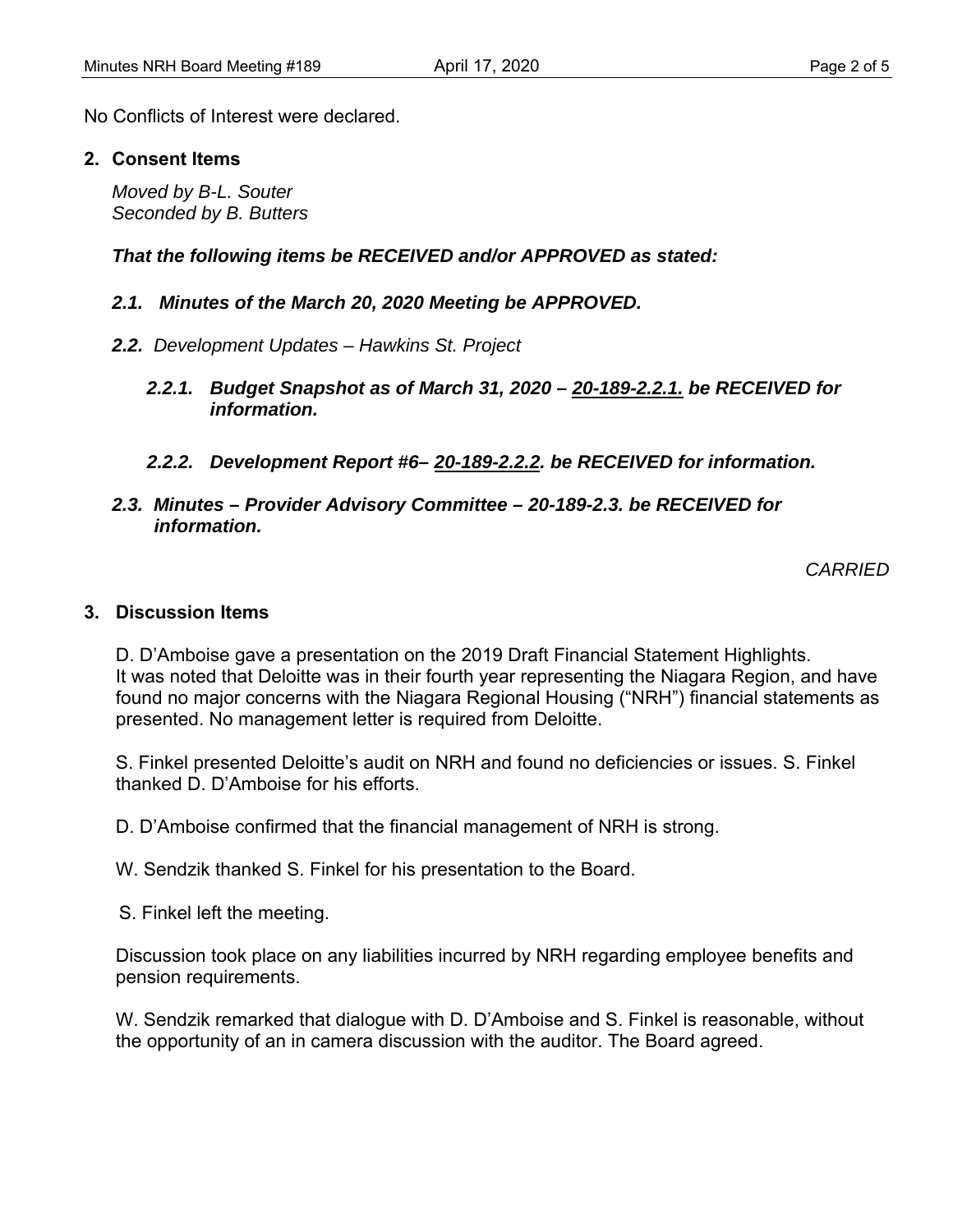No Conflicts of Interest were declared.

## 2. Consent Items

*Moved by B-L. Souter*
*Seconded by B. Butters*

***That the following items be RECEIVED and/or APPROVED as stated:***

***2.1. Minutes of the March 20, 2020 Meeting be APPROVED.***

***2.2.*** *Development Updates – Hawkins St. Project*

***2.2.1. Budget Snapshot as of March 31, 2020 – 20-189-2.2.1. be RECEIVED for information.***

***2.2.2. Development Report #6– 20-189-2.2.2. be RECEIVED for information.***

***2.3. Minutes – Provider Advisory Committee – 20-189-2.3. be RECEIVED for information.***

*CARRIED*

## 3. Discussion Items

D. D'Amboise gave a presentation on the 2019 Draft Financial Statement Highlights. It was noted that Deloitte was in their fourth year representing the Niagara Region, and have found no major concerns with the Niagara Regional Housing ("NRH") financial statements as presented. No management letter is required from Deloitte.

S. Finkel presented Deloitte's audit on NRH and found no deficiencies or issues. S. Finkel thanked D. D'Amboise for his efforts.

D. D'Amboise confirmed that the financial management of NRH is strong.

W. Sendzik thanked S. Finkel for his presentation to the Board.

S. Finkel left the meeting.

Discussion took place on any liabilities incurred by NRH regarding employee benefits and pension requirements.

W. Sendzik remarked that dialogue with D. D'Amboise and S. Finkel is reasonable, without the opportunity of an in camera discussion with the auditor. The Board agreed.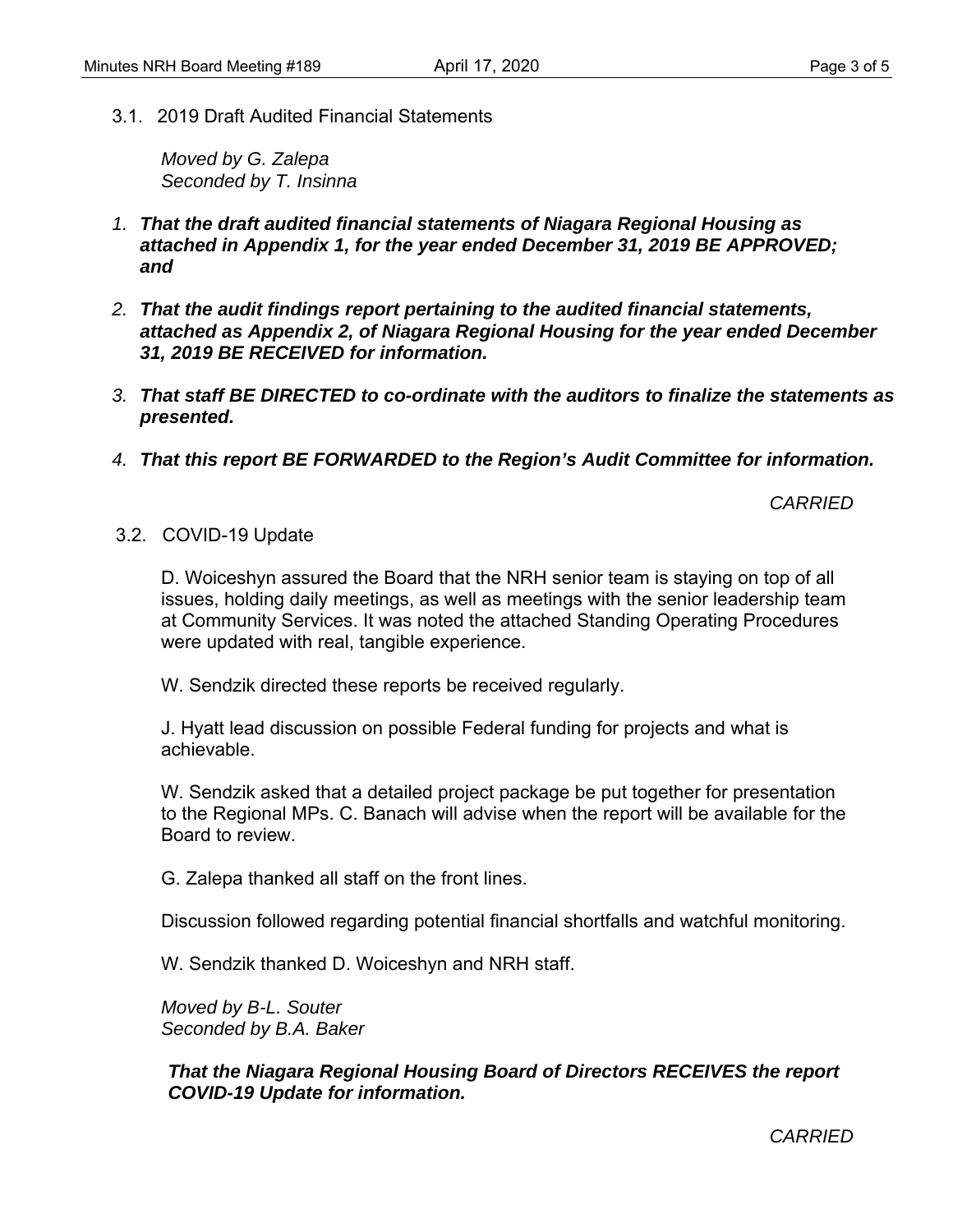### 3.1. 2019 Draft Audited Financial Statements

*Moved by G. Zalepa*
*Seconded by T. Insinna*

1. ***That the draft audited financial statements of Niagara Regional Housing as attached in Appendix 1, for the year ended December 31, 2019 BE APPROVED; and***

2. ***That the audit findings report pertaining to the audited financial statements, attached as Appendix 2, of Niagara Regional Housing for the year ended December 31, 2019 BE RECEIVED for information.***

3. ***That staff BE DIRECTED to co-ordinate with the auditors to finalize the statements as presented.***

4. ***That this report BE FORWARDED to the Region's Audit Committee for information.***

*CARRIED*

### 3.2. COVID-19 Update

D. Woiceshyn assured the Board that the NRH senior team is staying on top of all issues, holding daily meetings, as well as meetings with the senior leadership team at Community Services. It was noted the attached Standing Operating Procedures were updated with real, tangible experience.

W. Sendzik directed these reports be received regularly.

J. Hyatt lead discussion on possible Federal funding for projects and what is achievable.

W. Sendzik asked that a detailed project package be put together for presentation to the Regional MPs. C. Banach will advise when the report will be available for the Board to review.

G. Zalepa thanked all staff on the front lines.

Discussion followed regarding potential financial shortfalls and watchful monitoring.

W. Sendzik thanked D. Woiceshyn and NRH staff.

*Moved by B-L. Souter*
*Seconded by B.A. Baker*

***That the Niagara Regional Housing Board of Directors RECEIVES the report COVID-19 Update for information.***

*CARRIED*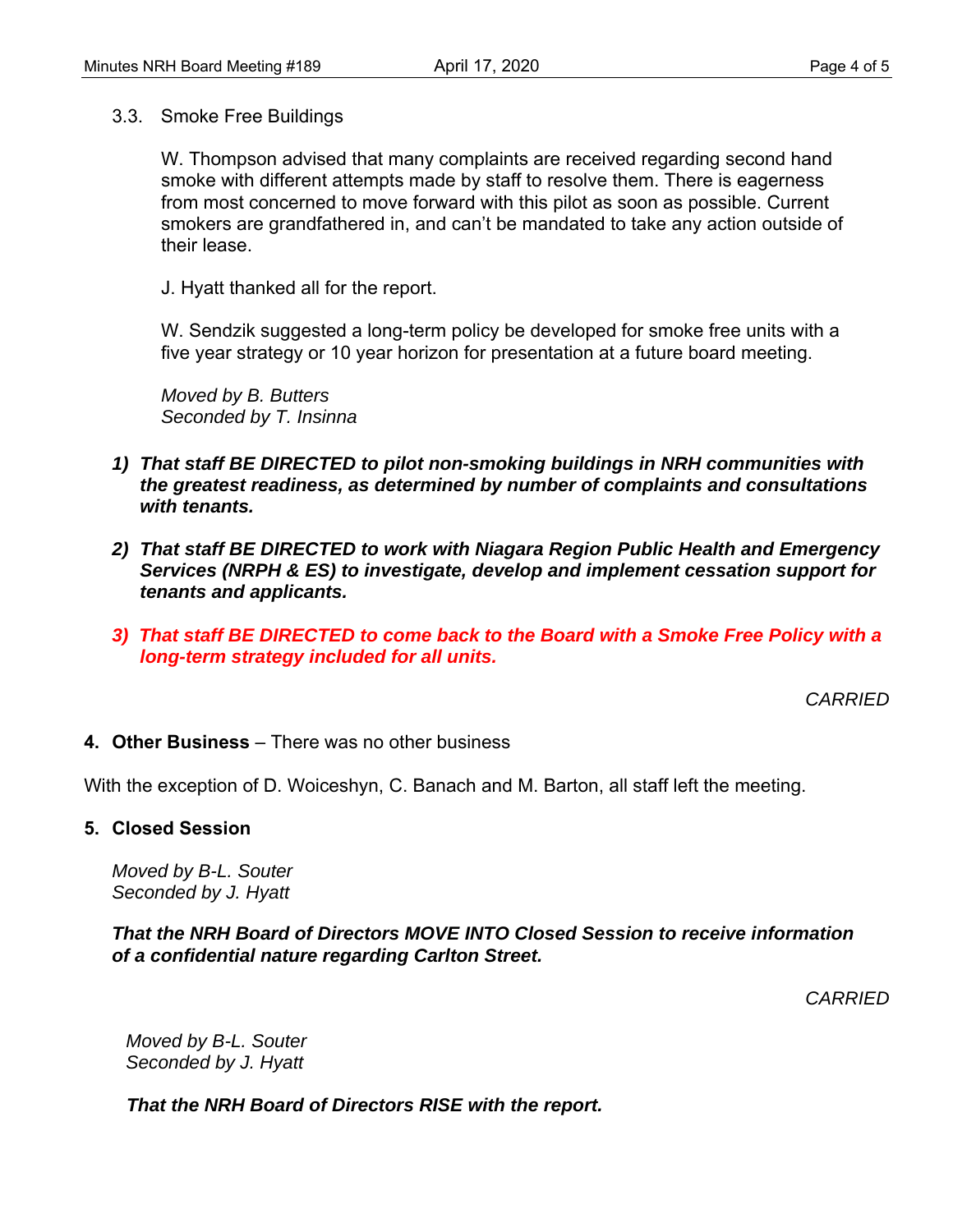3.3. Smoke Free Buildings

W. Thompson advised that many complaints are received regarding second hand smoke with different attempts made by staff to resolve them. There is eagerness from most concerned to move forward with this pilot as soon as possible. Current smokers are grandfathered in, and can't be mandated to take any action outside of their lease.

J. Hyatt thanked all for the report.

W. Sendzik suggested a long-term policy be developed for smoke free units with a five year strategy or 10 year horizon for presentation at a future board meeting.

*Moved by B. Butters*
*Seconded by T. Insinna*

1) ***That staff BE DIRECTED to pilot non-smoking buildings in NRH communities with the greatest readiness, as determined by number of complaints and consultations with tenants.***

2) ***That staff BE DIRECTED to work with Niagara Region Public Health and Emergency Services (NRPH & ES) to investigate, develop and implement cessation support for tenants and applicants.***

3) ***That staff BE DIRECTED to come back to the Board with a Smoke Free Policy with a long-term strategy included for all units.***

*CARRIED*

**4. Other Business** – There was no other business

With the exception of D. Woiceshyn, C. Banach and M. Barton, all staff left the meeting.

**5. Closed Session**

*Moved by B-L. Souter*
*Seconded by J. Hyatt*

***That the NRH Board of Directors MOVE INTO Closed Session to receive information of a confidential nature regarding Carlton Street.***

*CARRIED*

*Moved by B-L. Souter*
*Seconded by J. Hyatt*

***That the NRH Board of Directors RISE with the report.***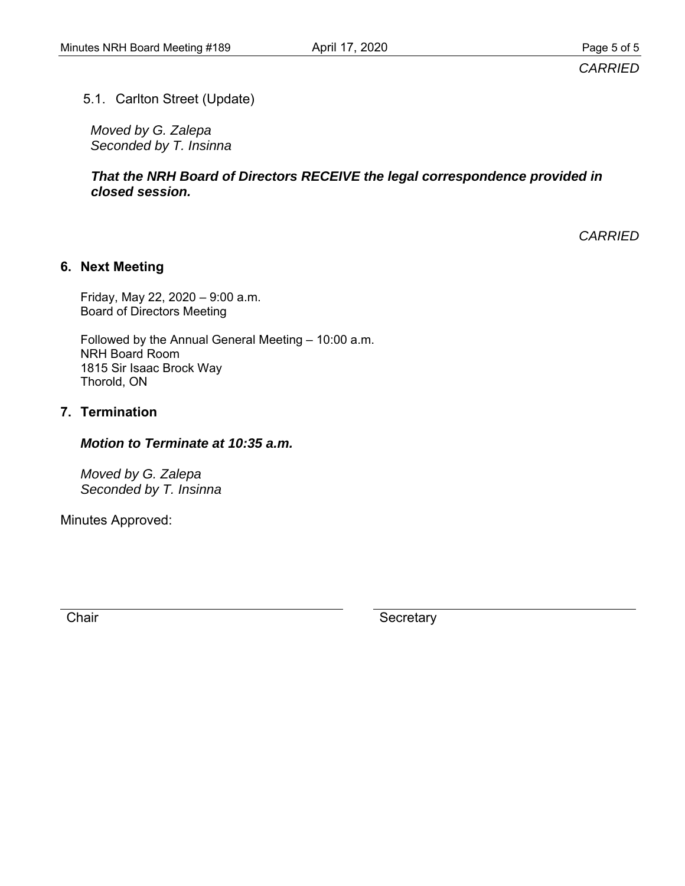*CARRIED*

5.1. Carlton Street (Update)

*Moved by G. Zalepa*
*Seconded by T. Insinna*

***That the NRH Board of Directors RECEIVE the legal correspondence provided in closed session.***

*CARRIED*

## 6. Next Meeting

Friday, May 22, 2020 – 9:00 a.m.
Board of Directors Meeting

Followed by the Annual General Meeting – 10:00 a.m.
NRH Board Room
1815 Sir Isaac Brock Way
Thorold, ON

## 7. Termination

***Motion to Terminate at 10:35 a.m.***

*Moved by G. Zalepa*
*Seconded by T. Insinna*

Minutes Approved:

Chair

Secretary